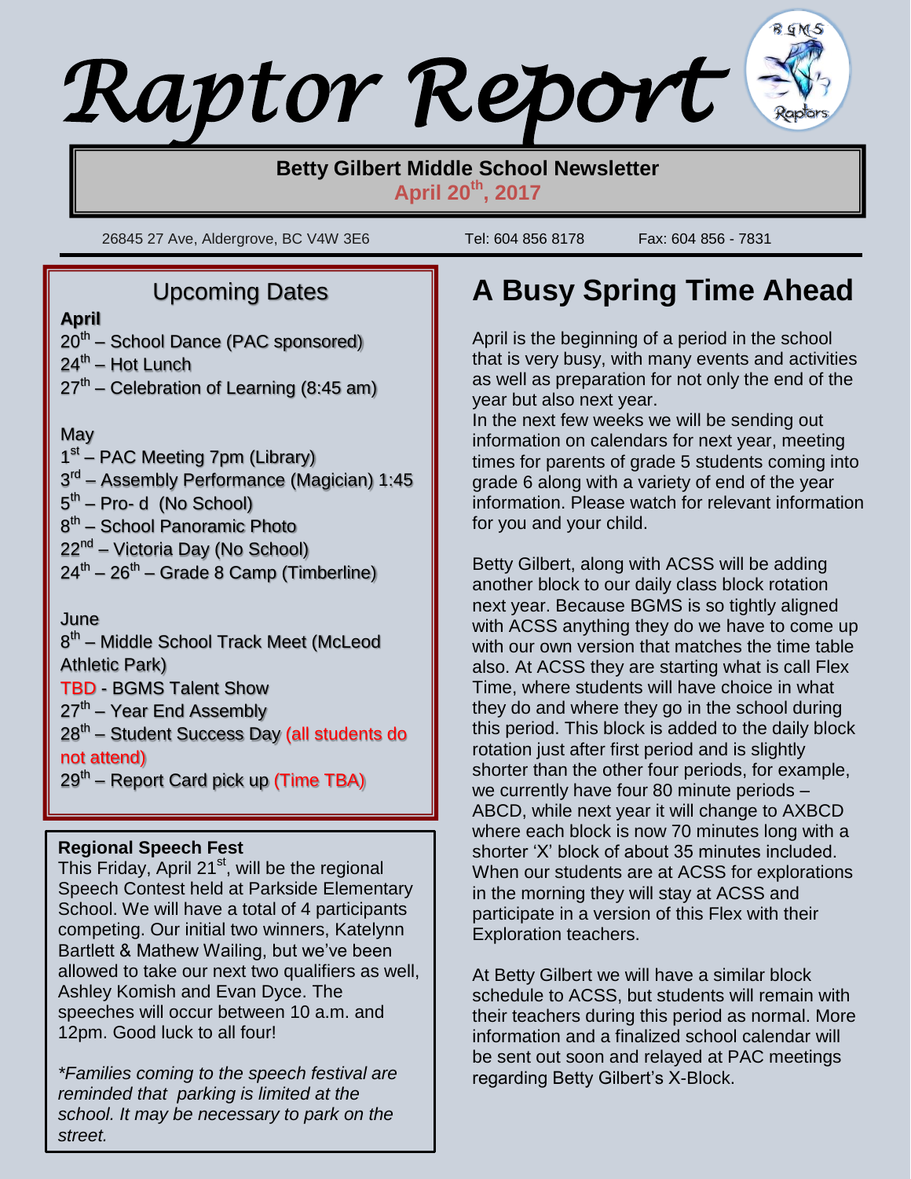# Raptor Report

**Betty Gilbert Middle School Newsletter**
**April 20th, 2017**

26845 27 Ave, Aldergrove, BC V4W 3E6 Tel: 604 856 8178 Fax: 604 856 - 7831

## Upcoming Dates

**April**

20th – School Dance (PAC sponsored)
24th – Hot Lunch
27th – Celebration of Learning (8:45 am)

May

1st – PAC Meeting 7pm (Library)
3rd – Assembly Performance (Magician) 1:45
5th – Pro- d (No School)
8th – School Panoramic Photo
22nd – Victoria Day (No School)
24th – 26th – Grade 8 Camp (Timberline)

June

8th – Middle School Track Meet (McLeod Athletic Park)
TBD - BGMS Talent Show
27th – Year End Assembly
28th – Student Success Day (all students do not attend)
29th – Report Card pick up (Time TBA)

**Regional Speech Fest**

This Friday, April 21st, will be the regional Speech Contest held at Parkside Elementary School. We will have a total of 4 participants competing. Our initial two winners, Katelynn Bartlett & Mathew Wailing, but we've been allowed to take our next two qualifiers as well, Ashley Komish and Evan Dyce. The speeches will occur between 10 a.m. and 12pm. Good luck to all four!

*\*Families coming to the speech festival are reminded that parking is limited at the school. It may be necessary to park on the street.*

## A Busy Spring Time Ahead

April is the beginning of a period in the school that is very busy, with many events and activities as well as preparation for not only the end of the year but also next year.
In the next few weeks we will be sending out information on calendars for next year, meeting times for parents of grade 5 students coming into grade 6 along with a variety of end of the year information. Please watch for relevant information for you and your child.

Betty Gilbert, along with ACSS will be adding another block to our daily class block rotation next year. Because BGMS is so tightly aligned with ACSS anything they do we have to come up with our own version that matches the time table also. At ACSS they are starting what is call Flex Time, where students will have choice in what they do and where they go in the school during this period. This block is added to the daily block rotation just after first period and is slightly shorter than the other four periods, for example, we currently have four 80 minute periods – ABCD, while next year it will change to AXBCD where each block is now 70 minutes long with a shorter 'X' block of about 35 minutes included. When our students are at ACSS for explorations in the morning they will stay at ACSS and participate in a version of this Flex with their Exploration teachers.

At Betty Gilbert we will have a similar block schedule to ACSS, but students will remain with their teachers during this period as normal. More information and a finalized school calendar will be sent out soon and relayed at PAC meetings regarding Betty Gilbert's X-Block.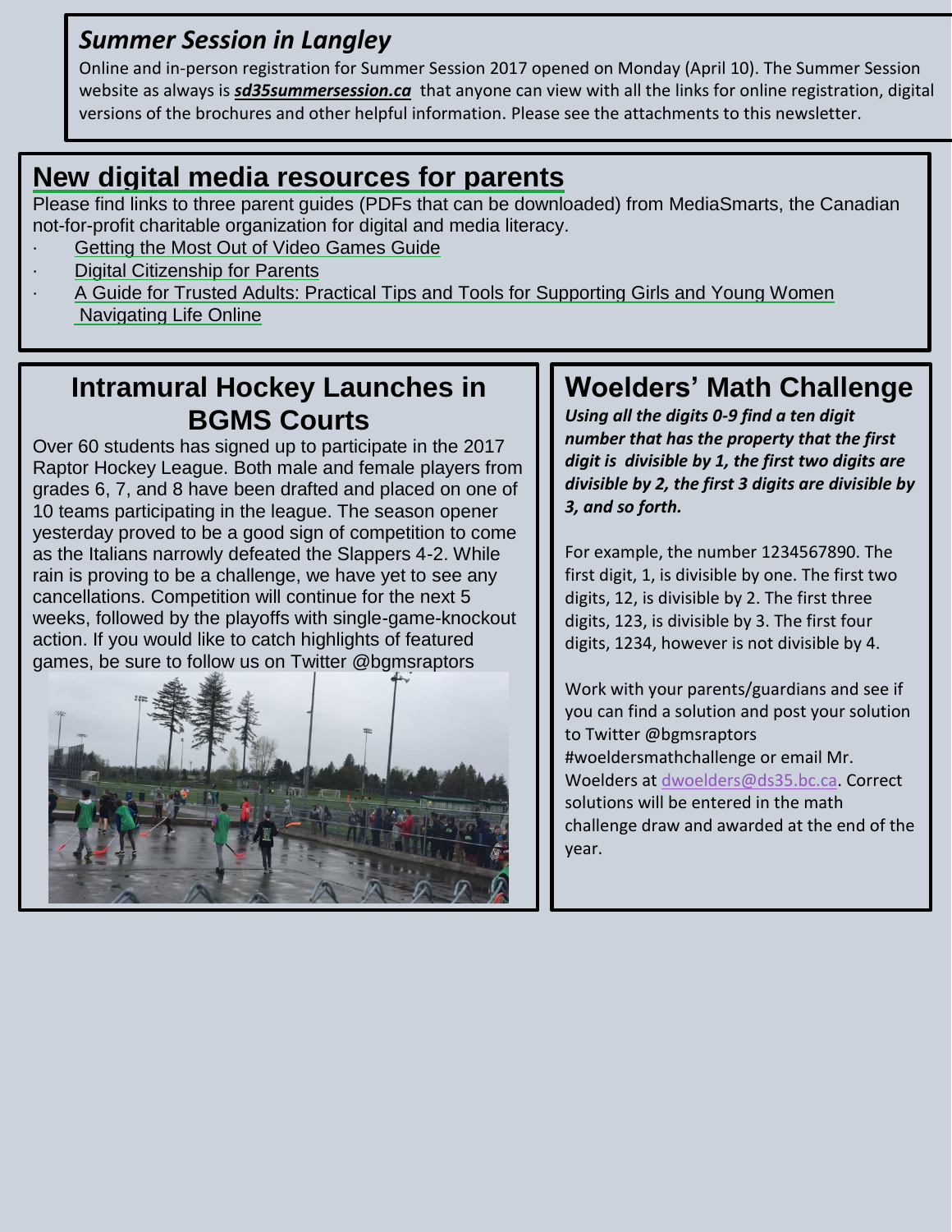## *Summer Session in Langley*

Online and in-person registration for Summer Session 2017 opened on Monday (April 10). The Summer Session website as always is ***sd35summersession.ca*** that anyone can view with all the links for online registration, digital versions of the brochures and other helpful information. Please see the attachments to this newsletter.

## New digital media resources for parents

Please find links to three parent guides (PDFs that can be downloaded) from MediaSmarts, the Canadian not-for-profit charitable organization for digital and media literacy.

- Getting the Most Out of Video Games Guide
- Digital Citizenship for Parents
- A Guide for Trusted Adults: Practical Tips and Tools for Supporting Girls and Young Women Navigating Life Online

## Intramural Hockey Launches in BGMS Courts

Over 60 students has signed up to participate in the 2017 Raptor Hockey League. Both male and female players from grades 6, 7, and 8 have been drafted and placed on one of 10 teams participating in the league. The season opener yesterday proved to be a good sign of competition to come as the Italians narrowly defeated the Slappers 4-2. While rain is proving to be a challenge, we have yet to see any cancellations. Competition will continue for the next 5 weeks, followed by the playoffs with single-game-knockout action. If you would like to catch highlights of featured games, be sure to follow us on Twitter @bgmsraptors

## Woelders' Math Challenge

***Using all the digits 0-9 find a ten digit number that has the property that the first digit is divisible by 1, the first two digits are divisible by 2, the first 3 digits are divisible by 3, and so forth.***

For example, the number 1234567890. The first digit, 1, is divisible by one. The first two digits, 12, is divisible by 2. The first three digits, 123, is divisible by 3. The first four digits, 1234, however is not divisible by 4.

Work with your parents/guardians and see if you can find a solution and post your solution to Twitter @bgmsraptors #woeldersmathchallenge or email Mr. Woelders at dwoelders@ds35.bc.ca. Correct solutions will be entered in the math challenge draw and awarded at the end of the year.